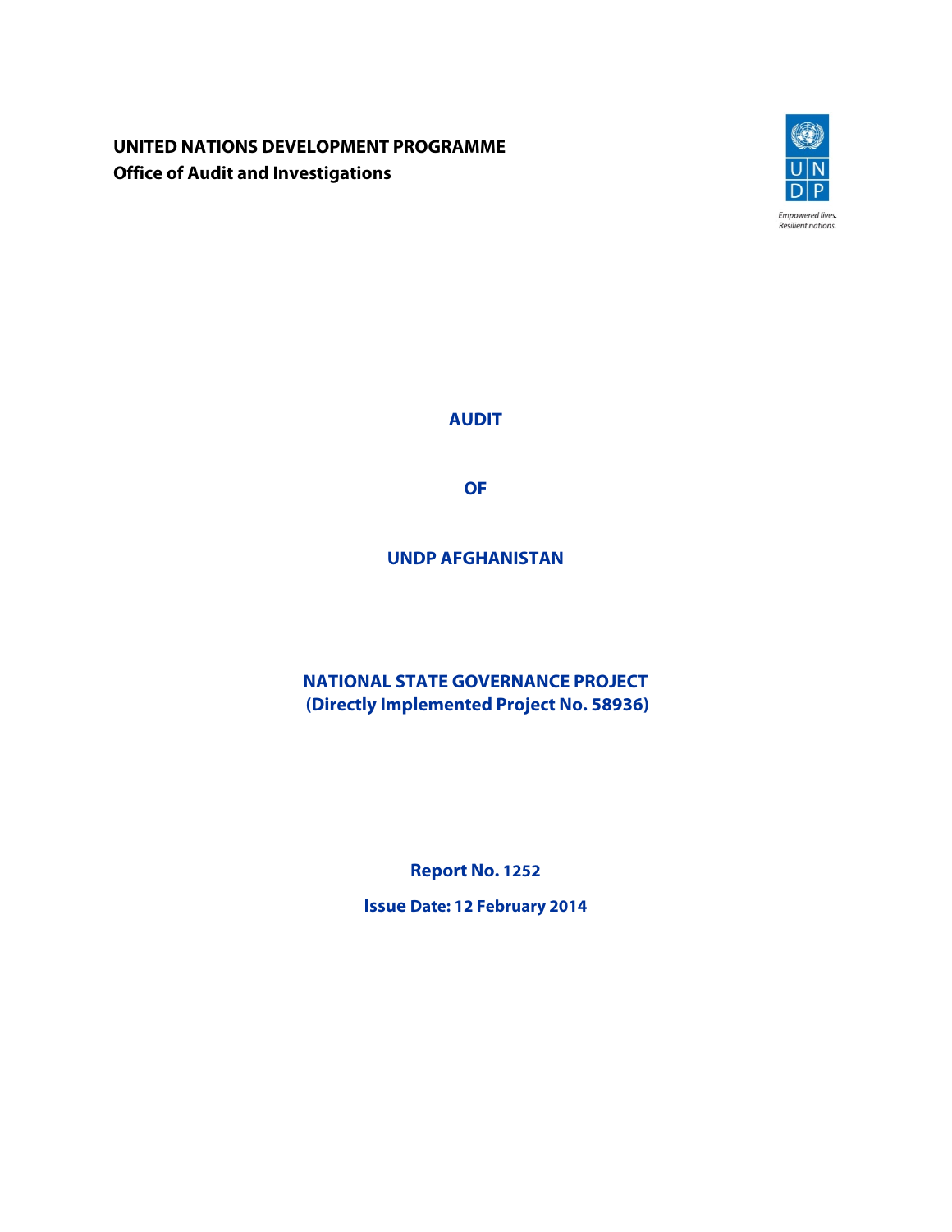**UNITED NATIONS DEVELOPMENT PROGRAMME**
**Office of Audit and Investigations**

Empowered lives.
Resilient nations.

# AUDIT

# OF

# UNDP AFGHANISTAN

## NATIONAL STATE GOVERNANCE PROJECT
## (Directly Implemented Project No. 58936)

**Report No. 1252**

**Issue Date: 12 February 2014**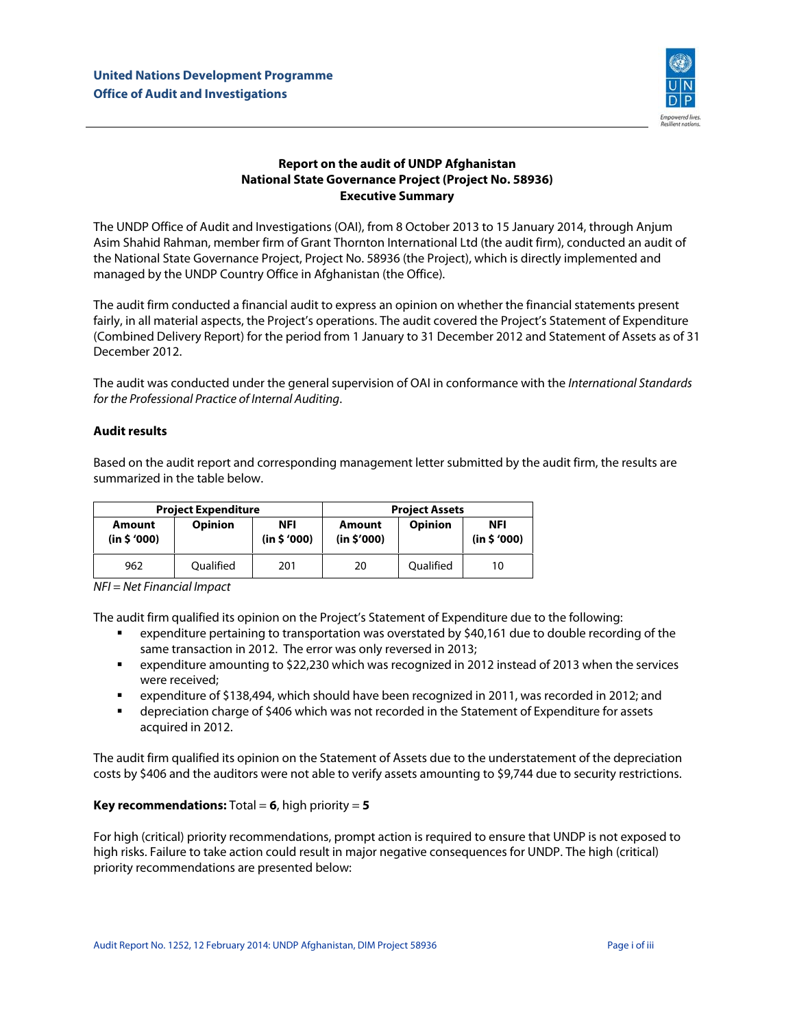United Nations Development Programme
Office of Audit and Investigations

**Report on the audit of UNDP Afghanistan**
**National State Governance Project (Project No. 58936)**
**Executive Summary**

The UNDP Office of Audit and Investigations (OAI), from 8 October 2013 to 15 January 2014, through Anjum Asim Shahid Rahman, member firm of Grant Thornton International Ltd (the audit firm), conducted an audit of the National State Governance Project, Project No. 58936 (the Project), which is directly implemented and managed by the UNDP Country Office in Afghanistan (the Office).

The audit firm conducted a financial audit to express an opinion on whether the financial statements present fairly, in all material aspects, the Project's operations. The audit covered the Project's Statement of Expenditure (Combined Delivery Report) for the period from 1 January to 31 December 2012 and Statement of Assets as of 31 December 2012.

The audit was conducted under the general supervision of OAI in conformance with the *International Standards for the Professional Practice of Internal Auditing*.

**Audit results**

Based on the audit report and corresponding management letter submitted by the audit firm, the results are summarized in the table below.

| Project Expenditure | | | Project Assets | | |
|---|---|---|---|---|---|
| **Amount (in $ '000)** | **Opinion** | **NFI (in $ '000)** | **Amount (in $'000)** | **Opinion** | **NFI (in $ '000)** |
| 962 | Qualified | 201 | 20 | Qualified | 10 |

*NFI = Net Financial Impact*

The audit firm qualified its opinion on the Project's Statement of Expenditure due to the following:

- expenditure pertaining to transportation was overstated by $40,161 due to double recording of the same transaction in 2012. The error was only reversed in 2013;
- expenditure amounting to $22,230 which was recognized in 2012 instead of 2013 when the services were received;
- expenditure of $138,494, which should have been recognized in 2011, was recorded in 2012; and
- depreciation charge of $406 which was not recorded in the Statement of Expenditure for assets acquired in 2012.

The audit firm qualified its opinion on the Statement of Assets due to the understatement of the depreciation costs by $406 and the auditors were not able to verify assets amounting to $9,744 due to security restrictions.

**Key recommendations:** Total = **6**, high priority = **5**

For high (critical) priority recommendations, prompt action is required to ensure that UNDP is not exposed to high risks. Failure to take action could result in major negative consequences for UNDP. The high (critical) priority recommendations are presented below: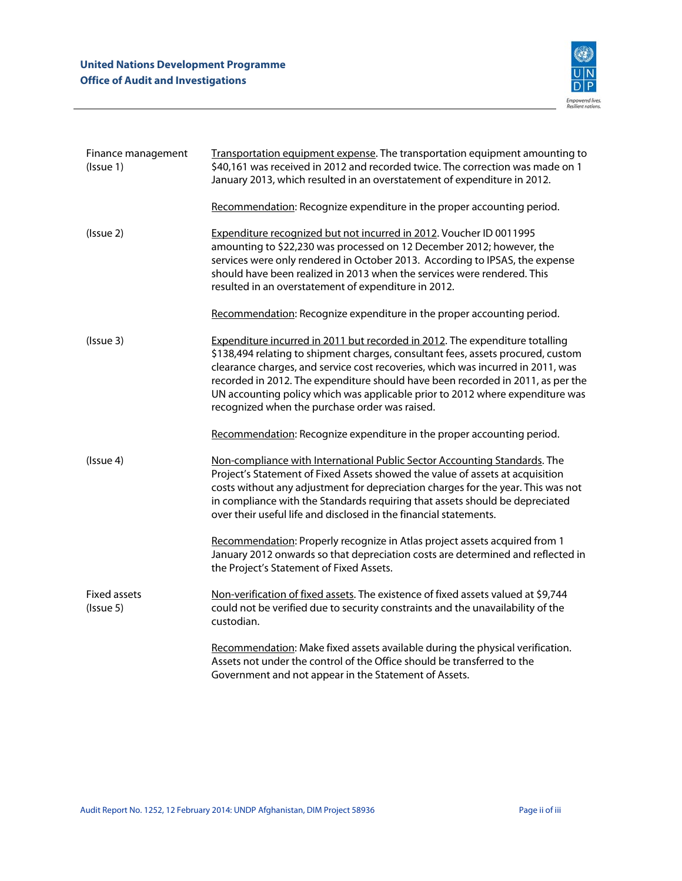| | |
|---|---|
| Finance management (Issue 1) | <u>Transportation equipment expense</u>. The transportation equipment amounting to $40,161 was received in 2012 and recorded twice. The correction was made on 1 January 2013, which resulted in an overstatement of expenditure in 2012.<br><br><u>Recommendation</u>: Recognize expenditure in the proper accounting period. |
| (Issue 2) | <u>Expenditure recognized but not incurred in 2012</u>. Voucher ID 0011995 amounting to $22,230 was processed on 12 December 2012; however, the services were only rendered in October 2013. According to IPSAS, the expense should have been realized in 2013 when the services were rendered. This resulted in an overstatement of expenditure in 2012.<br><br><u>Recommendation</u>: Recognize expenditure in the proper accounting period. |
| (Issue 3) | <u>Expenditure incurred in 2011 but recorded in 2012</u>. The expenditure totalling $138,494 relating to shipment charges, consultant fees, assets procured, custom clearance charges, and service cost recoveries, which was incurred in 2011, was recorded in 2012. The expenditure should have been recorded in 2011, as per the UN accounting policy which was applicable prior to 2012 where expenditure was recognized when the purchase order was raised.<br><br><u>Recommendation</u>: Recognize expenditure in the proper accounting period. |
| (Issue 4) | <u>Non-compliance with International Public Sector Accounting Standards</u>. The Project's Statement of Fixed Assets showed the value of assets at acquisition costs without any adjustment for depreciation charges for the year. This was not in compliance with the Standards requiring that assets should be depreciated over their useful life and disclosed in the financial statements.<br><br><u>Recommendation</u>: Properly recognize in Atlas project assets acquired from 1 January 2012 onwards so that depreciation costs are determined and reflected in the Project's Statement of Fixed Assets. |
| Fixed assets (Issue 5) | <u>Non-verification of fixed assets</u>. The existence of fixed assets valued at $9,744 could not be verified due to security constraints and the unavailability of the custodian.<br><br><u>Recommendation</u>: Make fixed assets available during the physical verification. Assets not under the control of the Office should be transferred to the Government and not appear in the Statement of Assets. |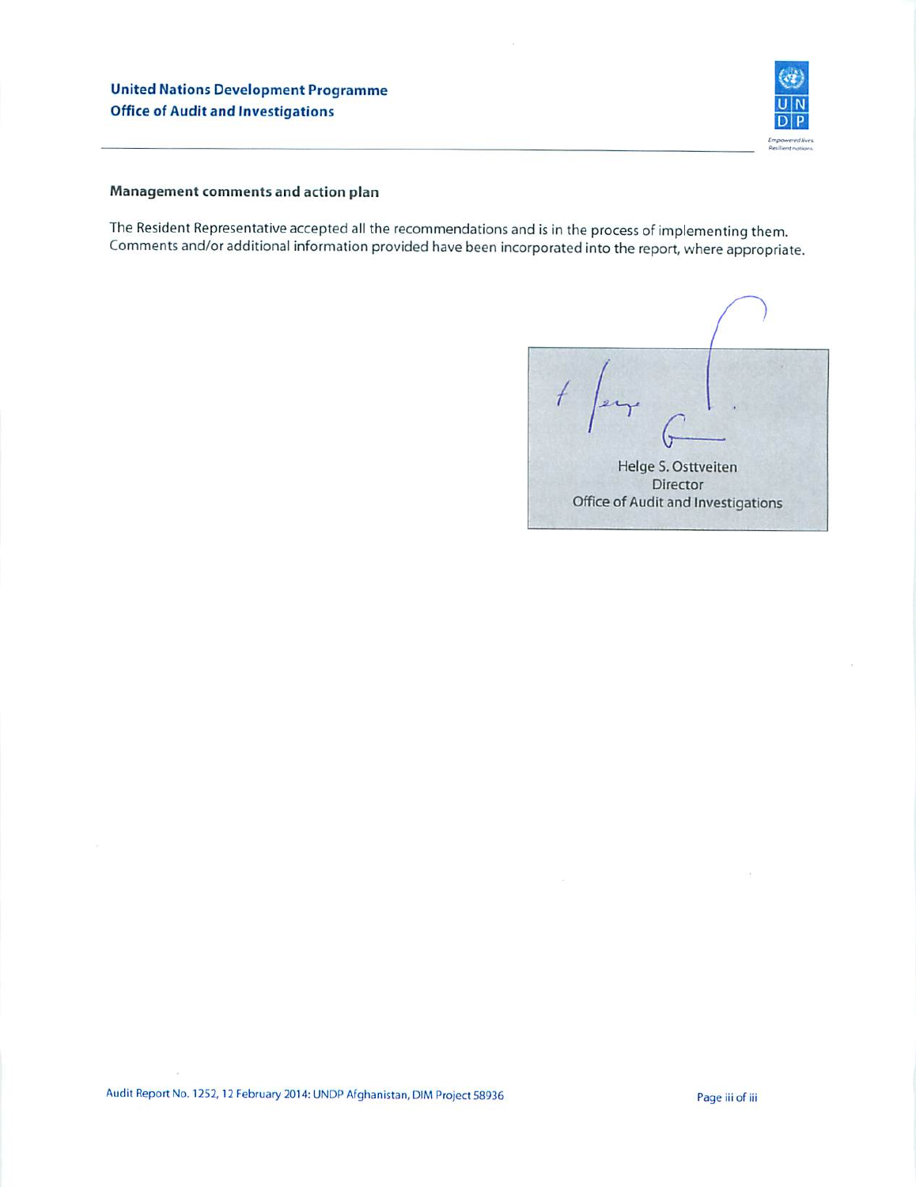**United Nations Development Programme**
**Office of Audit and Investigations**

### Management comments and action plan

The Resident Representative accepted all the recommendations and is in the process of implementing them. Comments and/or additional information provided have been incorporated into the report, where appropriate.

Helge S. Osttveiten
Director
Office of Audit and Investigations